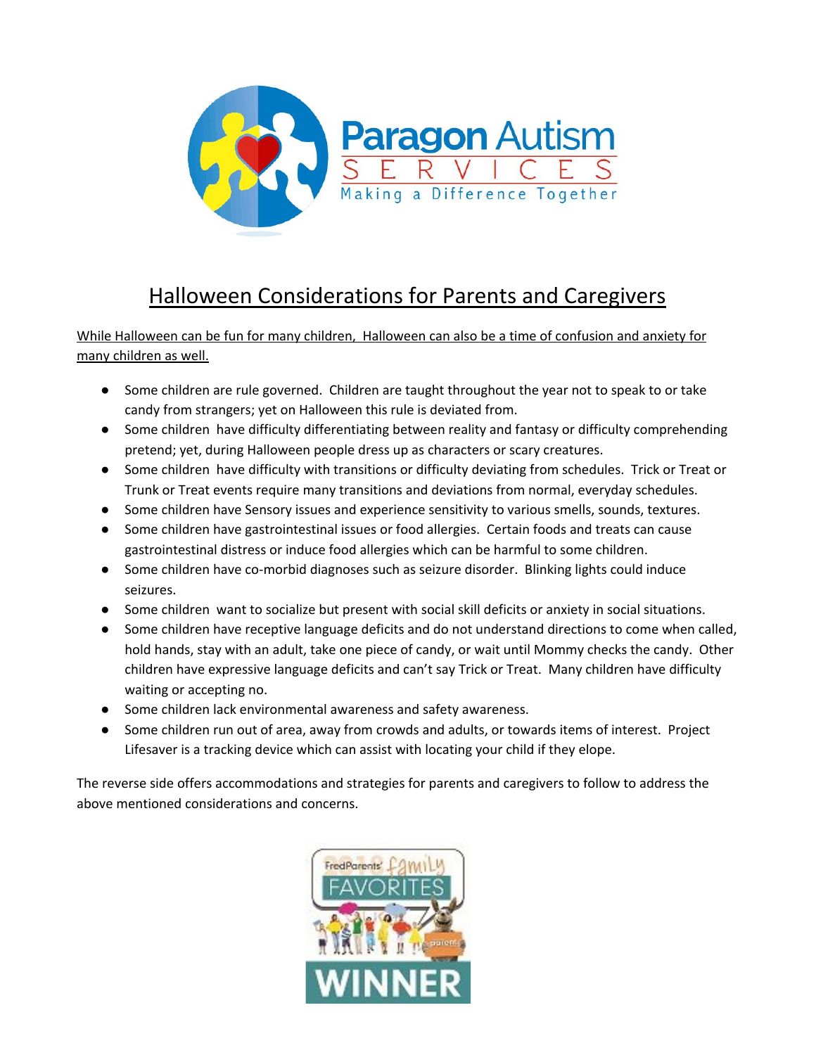Paragon Autism
SERVICES
Making a Difference Together

# Halloween Considerations for Parents and Caregivers

While Halloween can be fun for many children, Halloween can also be a time of confusion and anxiety for many children as well.

- Some children are rule governed. Children are taught throughout the year not to speak to or take candy from strangers; yet on Halloween this rule is deviated from.
- Some children have difficulty differentiating between reality and fantasy or difficulty comprehending pretend; yet, during Halloween people dress up as characters or scary creatures.
- Some children have difficulty with transitions or difficulty deviating from schedules. Trick or Treat or Trunk or Treat events require many transitions and deviations from normal, everyday schedules.
- Some children have Sensory issues and experience sensitivity to various smells, sounds, textures.
- Some children have gastrointestinal issues or food allergies. Certain foods and treats can cause gastrointestinal distress or induce food allergies which can be harmful to some children.
- Some children have co-morbid diagnoses such as seizure disorder. Blinking lights could induce seizures.
- Some children want to socialize but present with social skill deficits or anxiety in social situations.
- Some children have receptive language deficits and do not understand directions to come when called, hold hands, stay with an adult, take one piece of candy, or wait until Mommy checks the candy. Other children have expressive language deficits and can't say Trick or Treat. Many children have difficulty waiting or accepting no.
- Some children lack environmental awareness and safety awareness.
- Some children run out of area, away from crowds and adults, or towards items of interest. Project Lifesaver is a tracking device which can assist with locating your child if they elope.

The reverse side offers accommodations and strategies for parents and caregivers to follow to address the above mentioned considerations and concerns.

FredParents' Family FAVORITES WINNER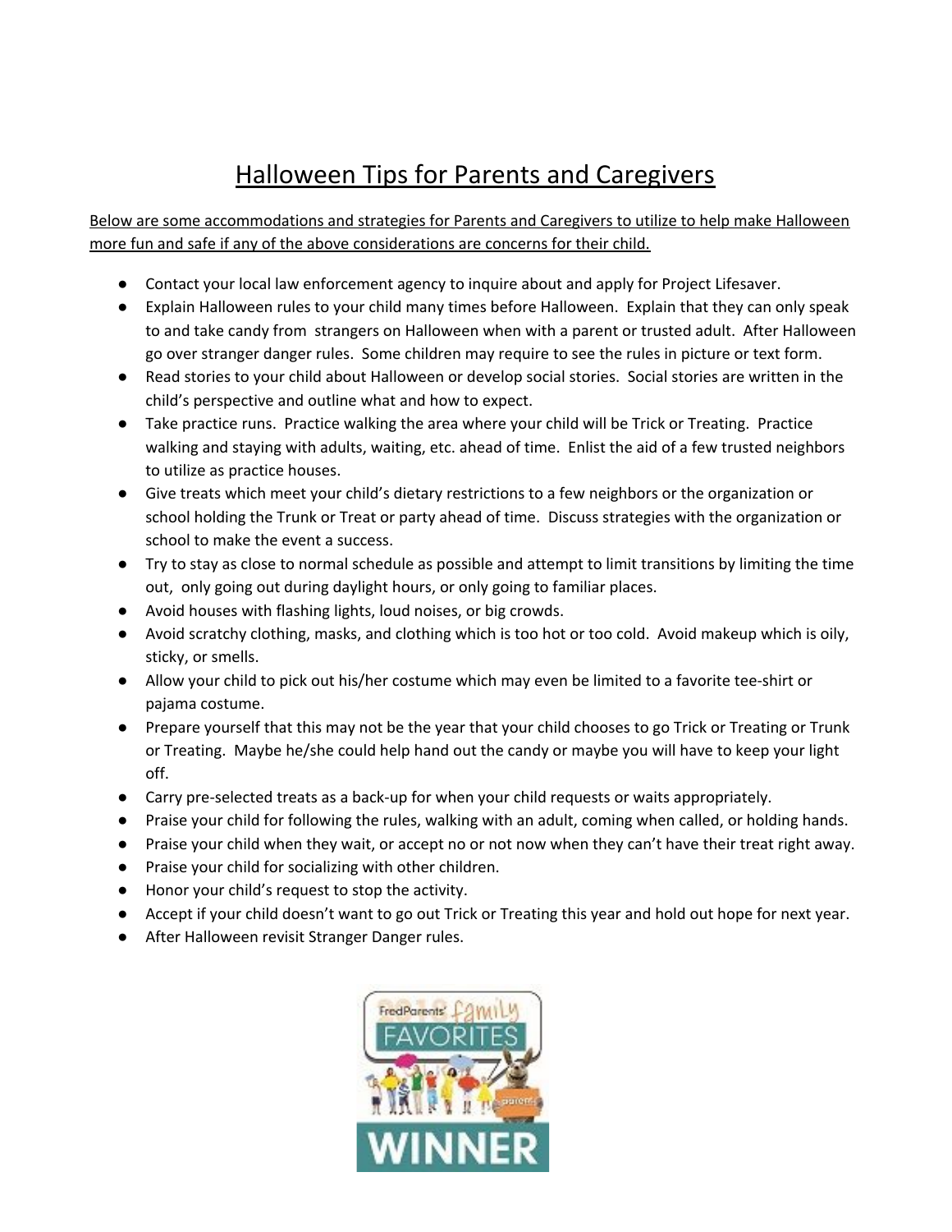# Halloween Tips for Parents and Caregivers

Below are some accommodations and strategies for Parents and Caregivers to utilize to help make Halloween more fun and safe if any of the above considerations are concerns for their child.

- Contact your local law enforcement agency to inquire about and apply for Project Lifesaver.
- Explain Halloween rules to your child many times before Halloween. Explain that they can only speak to and take candy from strangers on Halloween when with a parent or trusted adult. After Halloween go over stranger danger rules. Some children may require to see the rules in picture or text form.
- Read stories to your child about Halloween or develop social stories. Social stories are written in the child's perspective and outline what and how to expect.
- Take practice runs. Practice walking the area where your child will be Trick or Treating. Practice walking and staying with adults, waiting, etc. ahead of time. Enlist the aid of a few trusted neighbors to utilize as practice houses.
- Give treats which meet your child's dietary restrictions to a few neighbors or the organization or school holding the Trunk or Treat or party ahead of time. Discuss strategies with the organization or school to make the event a success.
- Try to stay as close to normal schedule as possible and attempt to limit transitions by limiting the time out, only going out during daylight hours, or only going to familiar places.
- Avoid houses with flashing lights, loud noises, or big crowds.
- Avoid scratchy clothing, masks, and clothing which is too hot or too cold. Avoid makeup which is oily, sticky, or smells.
- Allow your child to pick out his/her costume which may even be limited to a favorite tee-shirt or pajama costume.
- Prepare yourself that this may not be the year that your child chooses to go Trick or Treating or Trunk or Treating. Maybe he/she could help hand out the candy or maybe you will have to keep your light off.
- Carry pre-selected treats as a back-up for when your child requests or waits appropriately.
- Praise your child for following the rules, walking with an adult, coming when called, or holding hands.
- Praise your child when they wait, or accept no or not now when they can't have their treat right away.
- Praise your child for socializing with other children.
- Honor your child's request to stop the activity.
- Accept if your child doesn't want to go out Trick or Treating this year and hold out hope for next year.
- After Halloween revisit Stranger Danger rules.

FredParents' family FAVORITES WINNER